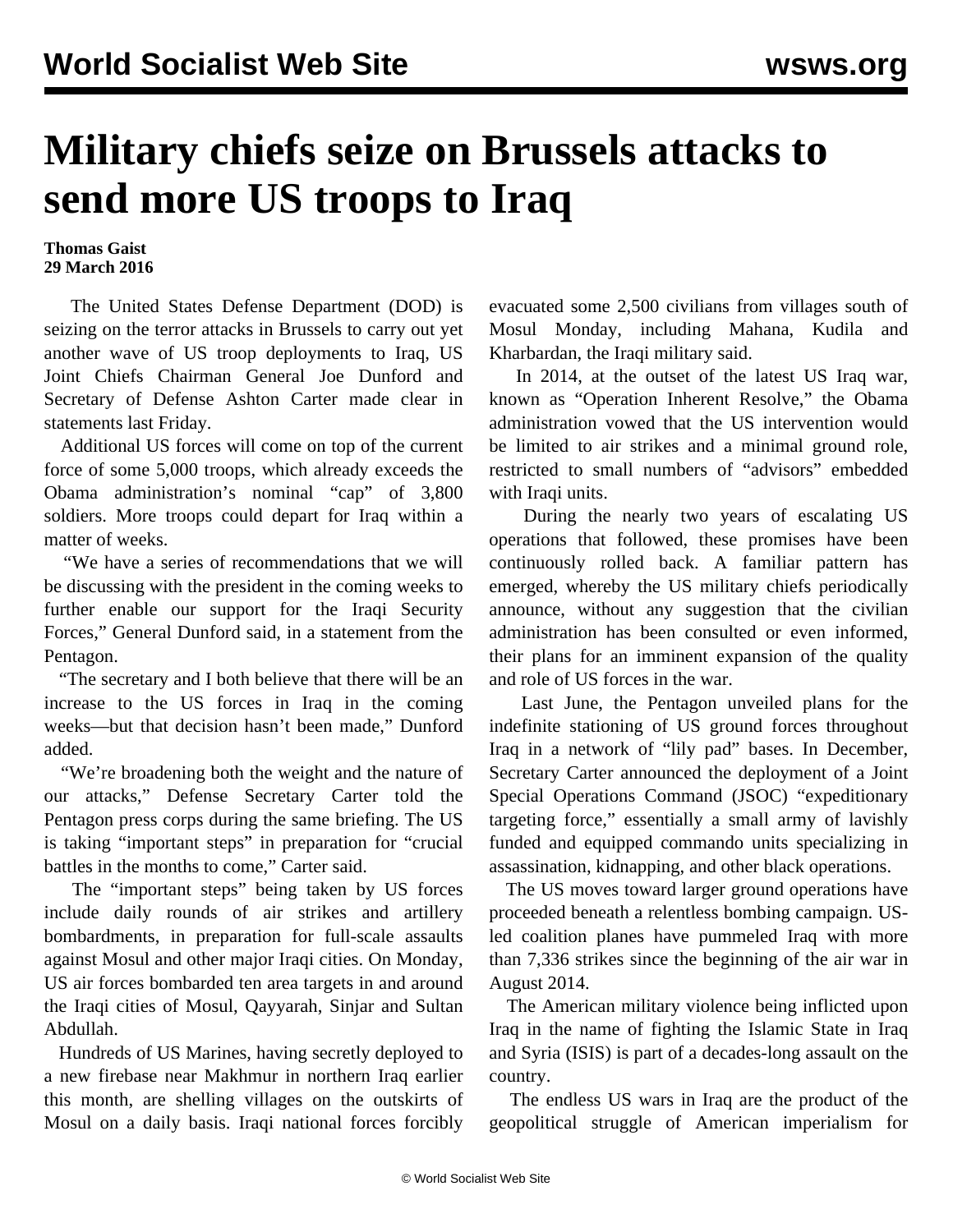# Military chiefs seize on Brussels attacks to send more US troops to Iraq

**Thomas Gaist**
**29 March 2016**

The United States Defense Department (DOD) is seizing on the terror attacks in Brussels to carry out yet another wave of US troop deployments to Iraq, US Joint Chiefs Chairman General Joe Dunford and Secretary of Defense Ashton Carter made clear in statements last Friday.

Additional US forces will come on top of the current force of some 5,000 troops, which already exceeds the Obama administration's nominal "cap" of 3,800 soldiers. More troops could depart for Iraq within a matter of weeks.

"We have a series of recommendations that we will be discussing with the president in the coming weeks to further enable our support for the Iraqi Security Forces," General Dunford said, in a statement from the Pentagon.

"The secretary and I both believe that there will be an increase to the US forces in Iraq in the coming weeks—but that decision hasn't been made," Dunford added.

"We're broadening both the weight and the nature of our attacks," Defense Secretary Carter told the Pentagon press corps during the same briefing. The US is taking "important steps" in preparation for "crucial battles in the months to come," Carter said.

The "important steps" being taken by US forces include daily rounds of air strikes and artillery bombardments, in preparation for full-scale assaults against Mosul and other major Iraqi cities. On Monday, US air forces bombarded ten area targets in and around the Iraqi cities of Mosul, Qayyarah, Sinjar and Sultan Abdullah.

Hundreds of US Marines, having secretly deployed to a new firebase near Makhmur in northern Iraq earlier this month, are shelling villages on the outskirts of Mosul on a daily basis. Iraqi national forces forcibly evacuated some 2,500 civilians from villages south of Mosul Monday, including Mahana, Kudila and Kharbardan, the Iraqi military said.

In 2014, at the outset of the latest US Iraq war, known as "Operation Inherent Resolve," the Obama administration vowed that the US intervention would be limited to air strikes and a minimal ground role, restricted to small numbers of "advisors" embedded with Iraqi units.

During the nearly two years of escalating US operations that followed, these promises have been continuously rolled back. A familiar pattern has emerged, whereby the US military chiefs periodically announce, without any suggestion that the civilian administration has been consulted or even informed, their plans for an imminent expansion of the quality and role of US forces in the war.

Last June, the Pentagon unveiled plans for the indefinite stationing of US ground forces throughout Iraq in a network of "lily pad" bases. In December, Secretary Carter announced the deployment of a Joint Special Operations Command (JSOC) "expeditionary targeting force," essentially a small army of lavishly funded and equipped commando units specializing in assassination, kidnapping, and other black operations.

The US moves toward larger ground operations have proceeded beneath a relentless bombing campaign. US-led coalition planes have pummeled Iraq with more than 7,336 strikes since the beginning of the air war in August 2014.

The American military violence being inflicted upon Iraq in the name of fighting the Islamic State in Iraq and Syria (ISIS) is part of a decades-long assault on the country.

The endless US wars in Iraq are the product of the geopolitical struggle of American imperialism for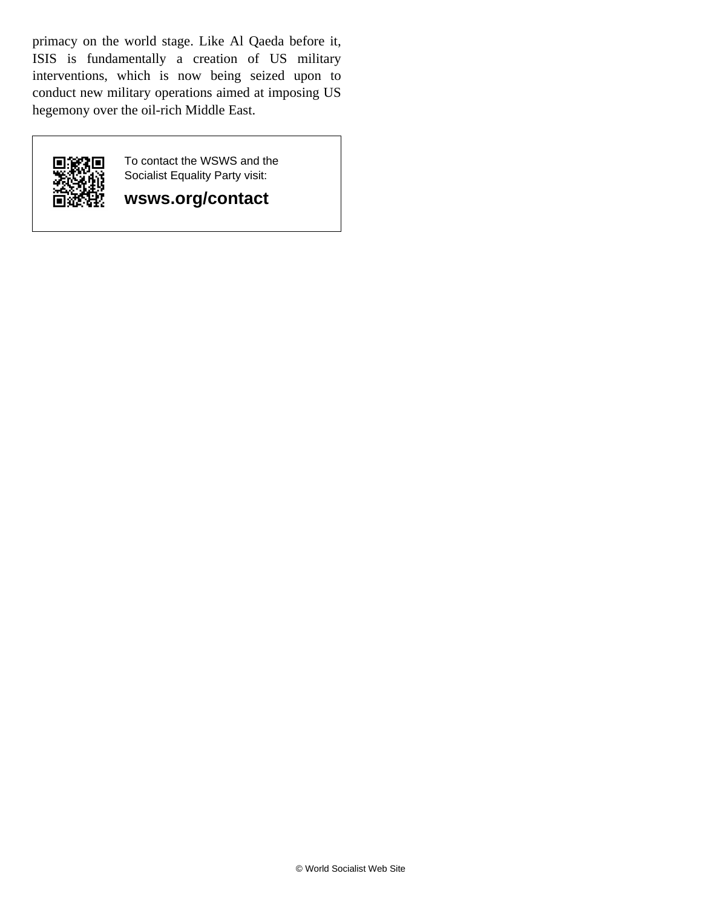primacy on the world stage. Like Al Qaeda before it, ISIS is fundamentally a creation of US military interventions, which is now being seized upon to conduct new military operations aimed at imposing US hegemony over the oil-rich Middle East.

To contact the WSWS and the Socialist Equality Party visit:

**wsws.org/contact**